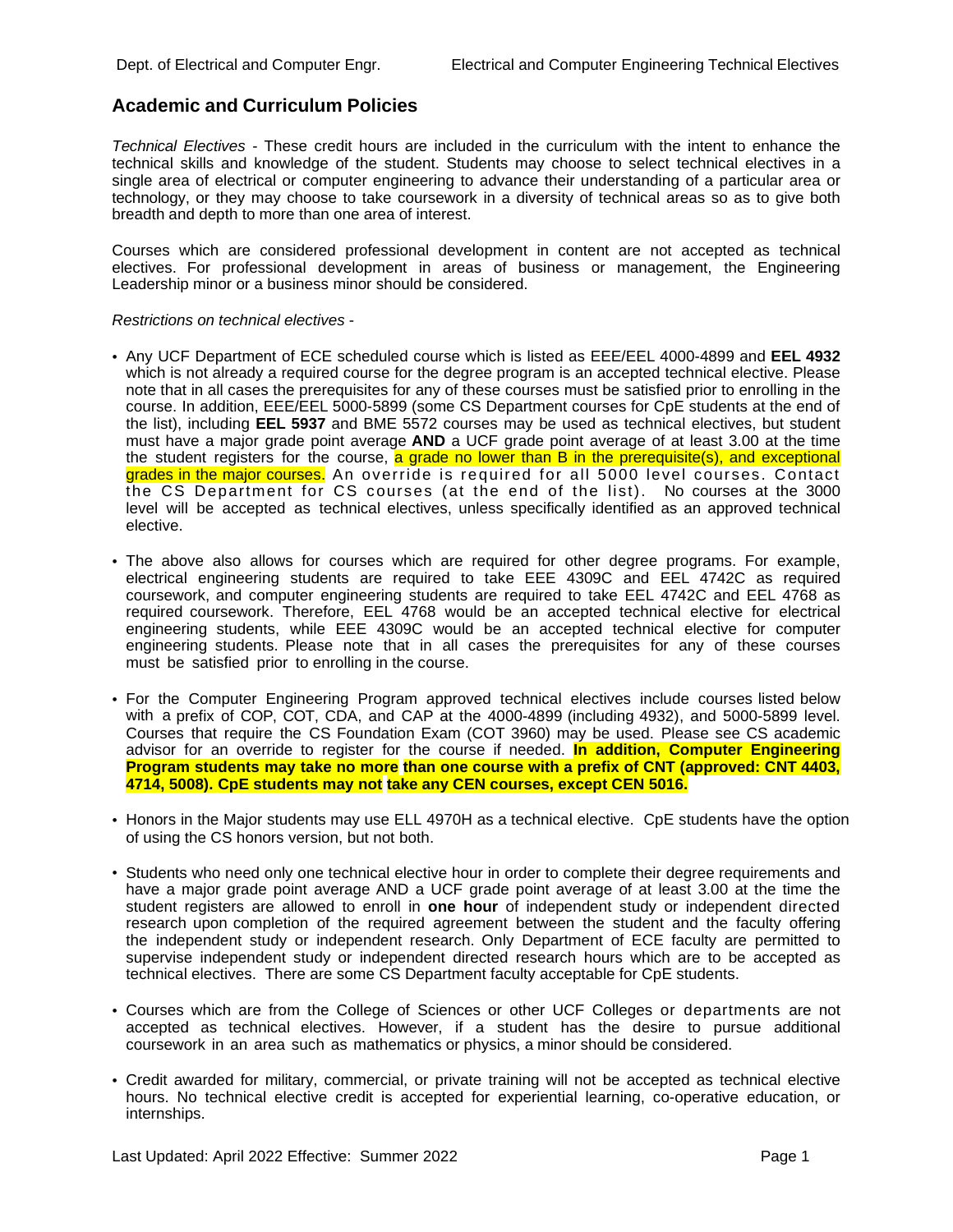## Academic and Curriculum Policies

*Technical Electives* - These credit hours are included in the curriculum with the intent to enhance the technical skills and knowledge of the student. Students may choose to select technical electives in a single area of electrical or computer engineering to advance their understanding of a particular area or technology, or they may choose to take coursework in a diversity of technical areas so as to give both breadth and depth to more than one area of interest.

Courses which are considered professional development in content are not accepted as technical electives. For professional development in areas of business or management, the Engineering Leadership minor or a business minor should be considered.

*Restrictions on technical electives -*

- Any UCF Department of ECE scheduled course which is listed as EEE/EEL 4000-4899 and **EEL 4932** which is not already a required course for the degree program is an accepted technical elective. Please note that in all cases the prerequisites for any of these courses must be satisfied prior to enrolling in the course. In addition, EEE/EEL 5000-5899 (some CS Department courses for CpE students at the end of the list), including **EEL 5937** and BME 5572 courses may be used as technical electives, but student must have a major grade point average **AND** a UCF grade point average of at least 3.00 at the time the student registers for the course, a grade no lower than B in the prerequisite(s), and exceptional grades in the major courses. An override is required for all 5000 level courses. Contact the CS Department for CS courses (at the end of the list). No courses at the 3000 level will be accepted as technical electives, unless specifically identified as an approved technical elective.

- The above also allows for courses which are required for other degree programs. For example, electrical engineering students are required to take EEE 4309C and EEL 4742C as required coursework, and computer engineering students are required to take EEL 4742C and EEL 4768 as required coursework. Therefore, EEL 4768 would be an accepted technical elective for electrical engineering students, while EEE 4309C would be an accepted technical elective for computer engineering students. Please note that in all cases the prerequisites for any of these courses must be satisfied prior to enrolling in the course.

- For the Computer Engineering Program approved technical electives include courses listed below with a prefix of COP, COT, CDA, and CAP at the 4000-4899 (including 4932), and 5000-5899 level. Courses that require the CS Foundation Exam (COT 3960) may be used. Please see CS academic advisor for an override to register for the course if needed. **In addition, Computer Engineering Program students may take no more than one course with a prefix of CNT (approved: CNT 4403, 4714, 5008). CpE students may not take any CEN courses, except CEN 5016.**

- Honors in the Major students may use ELL 4970H as a technical elective. CpE students have the option of using the CS honors version, but not both.

- Students who need only one technical elective hour in order to complete their degree requirements and have a major grade point average AND a UCF grade point average of at least 3.00 at the time the student registers are allowed to enroll in **one hour** of independent study or independent directed research upon completion of the required agreement between the student and the faculty offering the independent study or independent research. Only Department of ECE faculty are permitted to supervise independent study or independent directed research hours which are to be accepted as technical electives. There are some CS Department faculty acceptable for CpE students.

- Courses which are from the College of Sciences or other UCF Colleges or departments are not accepted as technical electives. However, if a student has the desire to pursue additional coursework in an area such as mathematics or physics, a minor should be considered.

- Credit awarded for military, commercial, or private training will not be accepted as technical elective hours. No technical elective credit is accepted for experiential learning, co-operative education, or internships.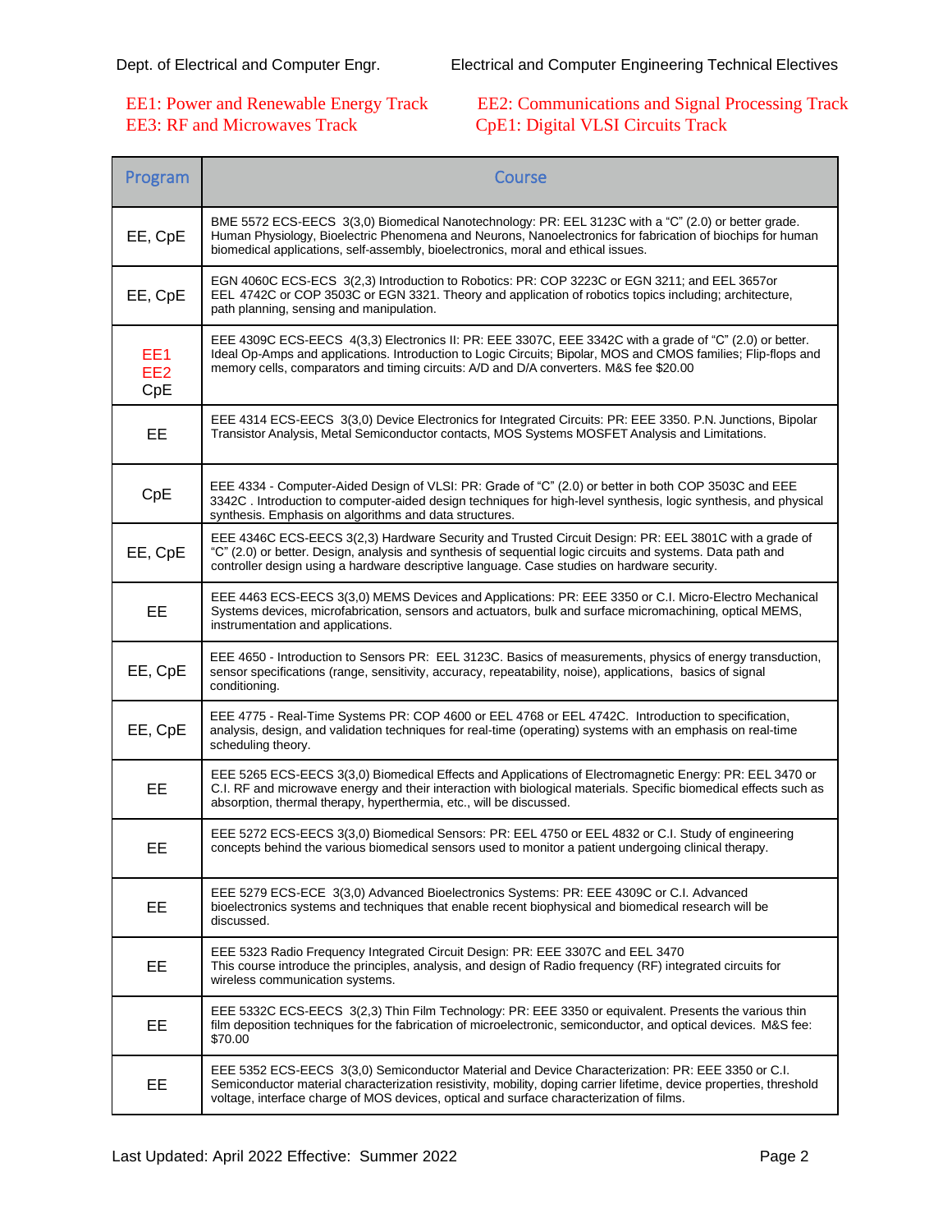EE1: Power and Renewable Energy Track
EE2: Communications and Signal Processing Track
EE3: RF and Microwaves Track
CpE1: Digital VLSI Circuits Track

| Program | Course |
|---|---|
| EE, CpE | BME 5572 ECS-EECS 3(3,0) Biomedical Nanotechnology: PR: EEL 3123C with a "C" (2.0) or better grade. Human Physiology, Bioelectric Phenomena and Neurons, Nanoelectronics for fabrication of biochips for human biomedical applications, self-assembly, bioelectronics, moral and ethical issues. |
| EE, CpE | EGN 4060C ECS-ECS 3(2,3) Introduction to Robotics: PR: COP 3223C or EGN 3211; and EEL 3657or EEL 4742C or COP 3503C or EGN 3321. Theory and application of robotics topics including; architecture, path planning, sensing and manipulation. |
| EE1 EE2 CpE | EEE 4309C ECS-EECS 4(3,3) Electronics II: PR: EEE 3307C, EEE 3342C with a grade of "C" (2.0) or better. Ideal Op-Amps and applications. Introduction to Logic Circuits; Bipolar, MOS and CMOS families; Flip-flops and memory cells, comparators and timing circuits: A/D and D/A converters. M&S fee $20.00 |
| EE | EEE 4314 ECS-EECS 3(3,0) Device Electronics for Integrated Circuits: PR: EEE 3350. P.N. Junctions, Bipolar Transistor Analysis, Metal Semiconductor contacts, MOS Systems MOSFET Analysis and Limitations. |
| CpE | EEE 4334 - Computer-Aided Design of VLSI: PR: Grade of "C" (2.0) or better in both COP 3503C and EEE 3342C . Introduction to computer-aided design techniques for high-level synthesis, logic synthesis, and physical synthesis. Emphasis on algorithms and data structures. |
| EE, CpE | EEE 4346C ECS-EECS 3(2,3) Hardware Security and Trusted Circuit Design: PR: EEL 3801C with a grade of "C" (2.0) or better. Design, analysis and synthesis of sequential logic circuits and systems. Data path and controller design using a hardware descriptive language. Case studies on hardware security. |
| EE | EEE 4463 ECS-EECS 3(3,0) MEMS Devices and Applications: PR: EEE 3350 or C.I. Micro-Electro Mechanical Systems devices, microfabrication, sensors and actuators, bulk and surface micromachining, optical MEMS, instrumentation and applications. |
| EE, CpE | EEE 4650 - Introduction to Sensors PR: EEL 3123C. Basics of measurements, physics of energy transduction, sensor specifications (range, sensitivity, accuracy, repeatability, noise), applications, basics of signal conditioning. |
| EE, CpE | EEE 4775 - Real-Time Systems PR: COP 4600 or EEL 4768 or EEL 4742C. Introduction to specification, analysis, design, and validation techniques for real-time (operating) systems with an emphasis on real-time scheduling theory. |
| EE | EEE 5265 ECS-EECS 3(3,0) Biomedical Effects and Applications of Electromagnetic Energy: PR: EEL 3470 or C.I. RF and microwave energy and their interaction with biological materials. Specific biomedical effects such as absorption, thermal therapy, hyperthermia, etc., will be discussed. |
| EE | EEE 5272 ECS-EECS 3(3,0) Biomedical Sensors: PR: EEL 4750 or EEL 4832 or C.I. Study of engineering concepts behind the various biomedical sensors used to monitor a patient undergoing clinical therapy. |
| EE | EEE 5279 ECS-ECE 3(3,0) Advanced Bioelectronics Systems: PR: EEE 4309C or C.I. Advanced bioelectronics systems and techniques that enable recent biophysical and biomedical research will be discussed. |
| EE | EEE 5323 Radio Frequency Integrated Circuit Design: PR: EEE 3307C and EEL 3470 This course introduce the principles, analysis, and design of Radio frequency (RF) integrated circuits for wireless communication systems. |
| EE | EEE 5332C ECS-EECS 3(2,3) Thin Film Technology: PR: EEE 3350 or equivalent. Presents the various thin film deposition techniques for the fabrication of microelectronic, semiconductor, and optical devices. M&S fee: $70.00 |
| EE | EEE 5352 ECS-EECS 3(3,0) Semiconductor Material and Device Characterization: PR: EEE 3350 or C.I. Semiconductor material characterization resistivity, mobility, doping carrier lifetime, device properties, threshold voltage, interface charge of MOS devices, optical and surface characterization of films. |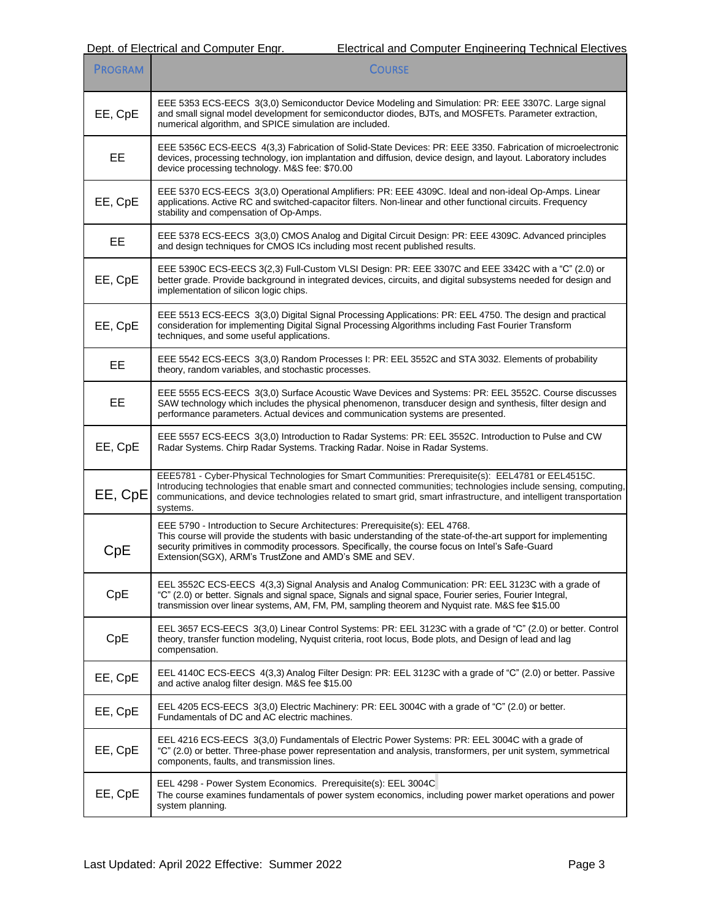| PROGRAM | COURSE |
|---|---|
| EE, CpE | EEE 5353 ECS-EECS 3(3,0) Semiconductor Device Modeling and Simulation: PR: EEE 3307C. Large signal and small signal model development for semiconductor diodes, BJTs, and MOSFETs. Parameter extraction, numerical algorithm, and SPICE simulation are included. |
| EE | EEE 5356C ECS-EECS 4(3,3) Fabrication of Solid-State Devices: PR: EEE 3350. Fabrication of microelectronic devices, processing technology, ion implantation and diffusion, device design, and layout. Laboratory includes device processing technology. M&S fee: $70.00 |
| EE, CpE | EEE 5370 ECS-EECS 3(3,0) Operational Amplifiers: PR: EEE 4309C. Ideal and non-ideal Op-Amps. Linear applications. Active RC and switched-capacitor filters. Non-linear and other functional circuits. Frequency stability and compensation of Op-Amps. |
| EE | EEE 5378 ECS-EECS 3(3,0) CMOS Analog and Digital Circuit Design: PR: EEE 4309C. Advanced principles and design techniques for CMOS ICs including most recent published results. |
| EE, CpE | EEE 5390C ECS-EECS 3(2,3) Full-Custom VLSI Design: PR: EEE 3307C and EEE 3342C with a "C" (2.0) or better grade. Provide background in integrated devices, circuits, and digital subsystems needed for design and implementation of silicon logic chips. |
| EE, CpE | EEE 5513 ECS-EECS 3(3,0) Digital Signal Processing Applications: PR: EEL 4750. The design and practical consideration for implementing Digital Signal Processing Algorithms including Fast Fourier Transform techniques, and some useful applications. |
| EE | EEE 5542 ECS-EECS 3(3,0) Random Processes I: PR: EEL 3552C and STA 3032. Elements of probability theory, random variables, and stochastic processes. |
| EE | EEE 5555 ECS-EECS 3(3,0) Surface Acoustic Wave Devices and Systems: PR: EEL 3552C. Course discusses SAW technology which includes the physical phenomenon, transducer design and synthesis, filter design and performance parameters. Actual devices and communication systems are presented. |
| EE, CpE | EEE 5557 ECS-EECS 3(3,0) Introduction to Radar Systems: PR: EEL 3552C. Introduction to Pulse and CW Radar Systems. Chirp Radar Systems. Tracking Radar. Noise in Radar Systems. |
| EE, CpE | EEE5781 - Cyber-Physical Technologies for Smart Communities: Prerequisite(s): EEL4781 or EEL4515C. Introducing technologies that enable smart and connected communities; technologies include sensing, computing, communications, and device technologies related to smart grid, smart infrastructure, and intelligent transportation systems. |
| CpE | EEE 5790 - Introduction to Secure Architectures: Prerequisite(s): EEL 4768. This course will provide the students with basic understanding of the state-of-the-art support for implementing security primitives in commodity processors. Specifically, the course focus on Intel's Safe-Guard Extension(SGX), ARM's TrustZone and AMD's SME and SEV. |
| CpE | EEL 3552C ECS-EECS 4(3,3) Signal Analysis and Analog Communication: PR: EEL 3123C with a grade of "C" (2.0) or better. Signals and signal space, Signals and signal space, Fourier series, Fourier Integral, transmission over linear systems, AM, FM, PM, sampling theorem and Nyquist rate. M&S fee $15.00 |
| CpE | EEL 3657 ECS-EECS 3(3,0) Linear Control Systems: PR: EEL 3123C with a grade of "C" (2.0) or better. Control theory, transfer function modeling, Nyquist criteria, root locus, Bode plots, and Design of lead and lag compensation. |
| EE, CpE | EEL 4140C ECS-EECS 4(3,3) Analog Filter Design: PR: EEL 3123C with a grade of "C" (2.0) or better. Passive and active analog filter design. M&S fee $15.00 |
| EE, CpE | EEL 4205 ECS-EECS 3(3,0) Electric Machinery: PR: EEL 3004C with a grade of "C" (2.0) or better. Fundamentals of DC and AC electric machines. |
| EE, CpE | EEL 4216 ECS-EECS 3(3,0) Fundamentals of Electric Power Systems: PR: EEL 3004C with a grade of "C" (2.0) or better. Three-phase power representation and analysis, transformers, per unit system, symmetrical components, faults, and transmission lines. |
| EE, CpE | EEL 4298 - Power System Economics. Prerequisite(s): EEL 3004C The course examines fundamentals of power system economics, including power market operations and power system planning. |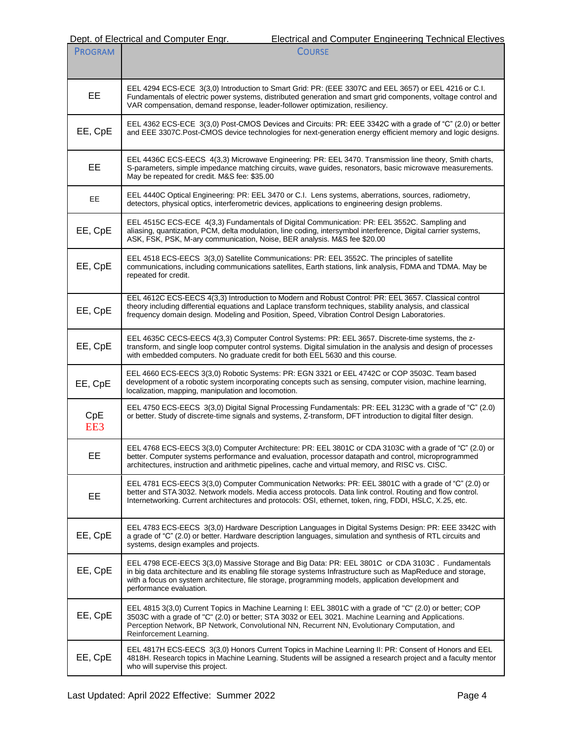| PROGRAM | COURSE |
|---|---|
| EE | EEL 4294 ECS-ECE 3(3,0) Introduction to Smart Grid: PR: (EEE 3307C and EEL 3657) or EEL 4216 or C.I. Fundamentals of electric power systems, distributed generation and smart grid components, voltage control and VAR compensation, demand response, leader-follower optimization, resiliency. |
| EE, CpE | EEL 4362 ECS-ECE 3(3,0) Post-CMOS Devices and Circuits: PR: EEE 3342C with a grade of "C" (2.0) or better and EEE 3307C.Post-CMOS device technologies for next-generation energy efficient memory and logic designs. |
| EE | EEL 4436C ECS-EECS 4(3,3) Microwave Engineering: PR: EEL 3470. Transmission line theory, Smith charts, S-parameters, simple impedance matching circuits, wave guides, resonators, basic microwave measurements. May be repeated for credit. M&S fee: $35.00 |
| EE | EEL 4440C Optical Engineering: PR: EEL 3470 or C.I. Lens systems, aberrations, sources, radiometry, detectors, physical optics, interferometric devices, applications to engineering design problems. |
| EE, CpE | EEL 4515C ECS-ECE 4(3,3) Fundamentals of Digital Communication: PR: EEL 3552C. Sampling and aliasing, quantization, PCM, delta modulation, line coding, intersymbol interference, Digital carrier systems, ASK, FSK, PSK, M-ary communication, Noise, BER analysis. M&S fee $20.00 |
| EE, CpE | EEL 4518 ECS-EECS 3(3,0) Satellite Communications: PR: EEL 3552C. The principles of satellite communications, including communications satellites, Earth stations, link analysis, FDMA and TDMA. May be repeated for credit. |
| EE, CpE | EEL 4612C ECS-EECS 4(3,3) Introduction to Modern and Robust Control: PR: EEL 3657. Classical control theory including differential equations and Laplace transform techniques, stability analysis, and classical frequency domain design. Modeling and Position, Speed, Vibration Control Design Laboratories. |
| EE, CpE | EEL 4635C CECS-EECS 4(3,3) Computer Control Systems: PR: EEL 3657. Discrete-time systems, the z-transform, and single loop computer control systems. Digital simulation in the analysis and design of processes with embedded computers. No graduate credit for both EEL 5630 and this course. |
| EE, CpE | EEL 4660 ECS-EECS 3(3,0) Robotic Systems: PR: EGN 3321 or EEL 4742C or COP 3503C. Team based development of a robotic system incorporating concepts such as sensing, computer vision, machine learning, localization, mapping, manipulation and locomotion. |
| CpE EE3 | EEL 4750 ECS-EECS 3(3,0) Digital Signal Processing Fundamentals: PR: EEL 3123C with a grade of "C" (2.0) or better. Study of discrete-time signals and systems, Z-transform, DFT introduction to digital filter design. |
| EE | EEL 4768 ECS-EECS 3(3,0) Computer Architecture: PR: EEL 3801C or CDA 3103C with a grade of "C" (2.0) or better. Computer systems performance and evaluation, processor datapath and control, microprogrammed architectures, instruction and arithmetic pipelines, cache and virtual memory, and RISC vs. CISC. |
| EE | EEL 4781 ECS-EECS 3(3,0) Computer Communication Networks: PR: EEL 3801C with a grade of "C" (2.0) or better and STA 3032. Network models. Media access protocols. Data link control. Routing and flow control. Internetworking. Current architectures and protocols: OSI, ethernet, token, ring, FDDI, HSLC, X.25, etc. |
| EE, CpE | EEL 4783 ECS-EECS 3(3,0) Hardware Description Languages in Digital Systems Design: PR: EEE 3342C with a grade of "C" (2.0) or better. Hardware description languages, simulation and synthesis of RTL circuits and systems, design examples and projects. |
| EE, CpE | EEL 4798 ECE-EECS 3(3,0) Massive Storage and Big Data: PR: EEL 3801C or CDA 3103C . Fundamentals in big data architecture and its enabling file storage systems Infrastructure such as MapReduce and storage, with a focus on system architecture, file storage, programming models, application development and performance evaluation. |
| EE, CpE | EEL 4815 3(3,0) Current Topics in Machine Learning I: EEL 3801C with a grade of "C" (2.0) or better; COP 3503C with a grade of "C" (2.0) or better; STA 3032 or EEL 3021. Machine Learning and Applications. Perception Network, BP Network, Convolutional NN, Recurrent NN, Evolutionary Computation, and Reinforcement Learning. |
| EE, CpE | EEL 4817H ECS-EECS 3(3,0) Honors Current Topics in Machine Learning II: PR: Consent of Honors and EEL 4818H. Research topics in Machine Learning. Students will be assigned a research project and a faculty mentor who will supervise this project. |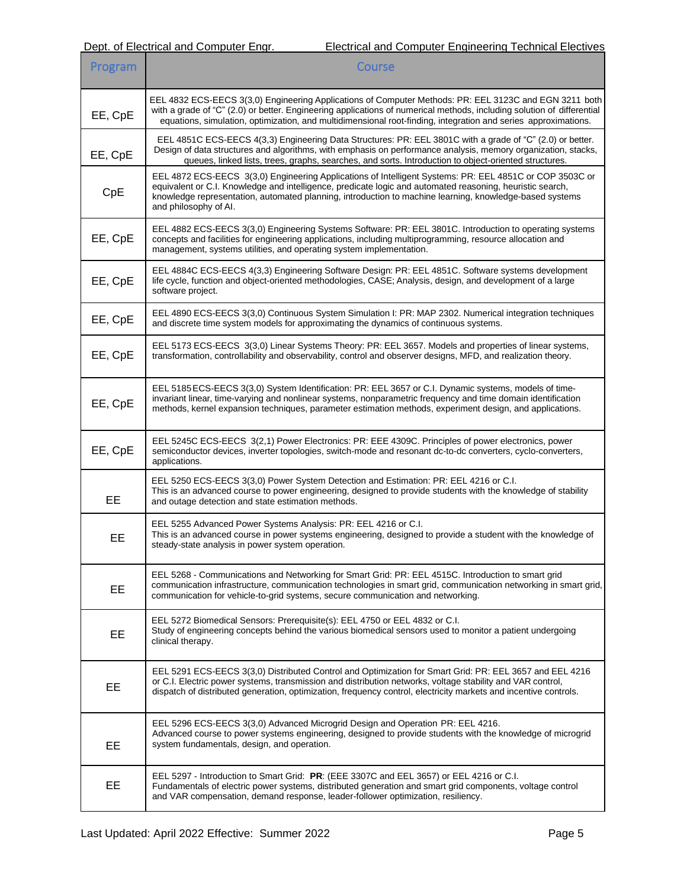| Program | Course |
|---|---|
| EE, CpE | EEL 4832 ECS-EECS 3(3,0) Engineering Applications of Computer Methods: PR: EEL 3123C and EGN 3211 both with a grade of "C" (2.0) or better. Engineering applications of numerical methods, including solution of differential equations, simulation, optimization, and multidimensional root-finding, integration and series approximations. |
| EE, CpE | EEL 4851C ECS-EECS 4(3,3) Engineering Data Structures: PR: EEL 3801C with a grade of "C" (2.0) or better. Design of data structures and algorithms, with emphasis on performance analysis, memory organization, stacks, queues, linked lists, trees, graphs, searches, and sorts. Introduction to object-oriented structures. |
| CpE | EEL 4872 ECS-EECS 3(3,0) Engineering Applications of Intelligent Systems: PR: EEL 4851C or COP 3503C or equivalent or C.I. Knowledge and intelligence, predicate logic and automated reasoning, heuristic search, knowledge representation, automated planning, introduction to machine learning, knowledge-based systems and philosophy of AI. |
| EE, CpE | EEL 4882 ECS-EECS 3(3,0) Engineering Systems Software: PR: EEL 3801C. Introduction to operating systems concepts and facilities for engineering applications, including multiprogramming, resource allocation and management, systems utilities, and operating system implementation. |
| EE, CpE | EEL 4884C ECS-EECS 4(3,3) Engineering Software Design: PR: EEL 4851C. Software systems development life cycle, function and object-oriented methodologies, CASE; Analysis, design, and development of a large software project. |
| EE, CpE | EEL 4890 ECS-EECS 3(3,0) Continuous System Simulation I: PR: MAP 2302. Numerical integration techniques and discrete time system models for approximating the dynamics of continuous systems. |
| EE, CpE | EEL 5173 ECS-EECS 3(3,0) Linear Systems Theory: PR: EEL 3657. Models and properties of linear systems, transformation, controllability and observability, control and observer designs, MFD, and realization theory. |
| EE, CpE | EEL 5185 ECS-EECS 3(3,0) System Identification: PR: EEL 3657 or C.I. Dynamic systems, models of time-invariant linear, time-varying and nonlinear systems, nonparametric frequency and time domain identification methods, kernel expansion techniques, parameter estimation methods, experiment design, and applications. |
| EE, CpE | EEL 5245C ECS-EECS 3(2,1) Power Electronics: PR: EEE 4309C. Principles of power electronics, power semiconductor devices, inverter topologies, switch-mode and resonant dc-to-dc converters, cyclo-converters, applications. |
| EE | EEL 5250 ECS-EECS 3(3,0) Power System Detection and Estimation: PR: EEL 4216 or C.I. This is an advanced course to power engineering, designed to provide students with the knowledge of stability and outage detection and state estimation methods. |
| EE | EEL 5255 Advanced Power Systems Analysis: PR: EEL 4216 or C.I. This is an advanced course in power systems engineering, designed to provide a student with the knowledge of steady-state analysis in power system operation. |
| EE | EEL 5268 - Communications and Networking for Smart Grid: PR: EEL 4515C. Introduction to smart grid communication infrastructure, communication technologies in smart grid, communication networking in smart grid, communication for vehicle-to-grid systems, secure communication and networking. |
| EE | EEL 5272 Biomedical Sensors: Prerequisite(s): EEL 4750 or EEL 4832 or C.I. Study of engineering concepts behind the various biomedical sensors used to monitor a patient undergoing clinical therapy. |
| EE | EEL 5291 ECS-EECS 3(3,0) Distributed Control and Optimization for Smart Grid: PR: EEL 3657 and EEL 4216 or C.I. Electric power systems, transmission and distribution networks, voltage stability and VAR control, dispatch of distributed generation, optimization, frequency control, electricity markets and incentive controls. |
| EE | EEL 5296 ECS-EECS 3(3,0) Advanced Microgrid Design and Operation PR: EEL 4216. Advanced course to power systems engineering, designed to provide students with the knowledge of microgrid system fundamentals, design, and operation. |
| EE | EEL 5297 - Introduction to Smart Grid: **PR**: (EEE 3307C and EEL 3657) or EEL 4216 or C.I. Fundamentals of electric power systems, distributed generation and smart grid components, voltage control and VAR compensation, demand response, leader-follower optimization, resiliency. |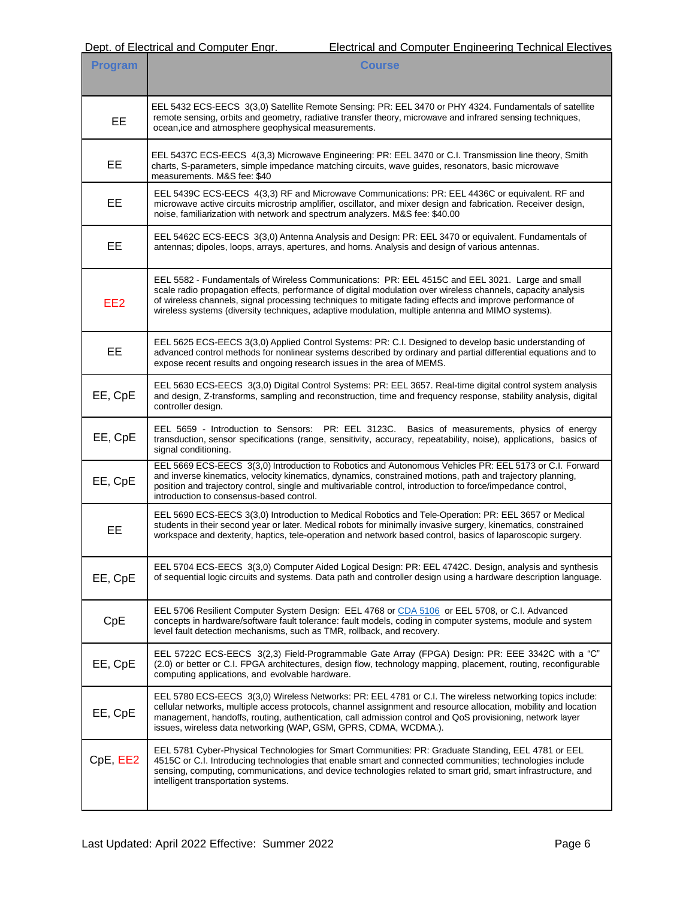| Program | Course |
|---|---|
| EE | EEL 5432 ECS-EECS 3(3,0) Satellite Remote Sensing: PR: EEL 3470 or PHY 4324. Fundamentals of satellite remote sensing, orbits and geometry, radiative transfer theory, microwave and infrared sensing techniques, ocean,ice and atmosphere geophysical measurements. |
| EE | EEL 5437C ECS-EECS 4(3,3) Microwave Engineering: PR: EEL 3470 or C.I. Transmission line theory, Smith charts, S-parameters, simple impedance matching circuits, wave guides, resonators, basic microwave measurements. M&S fee: $40 |
| EE | EEL 5439C ECS-EECS 4(3,3) RF and Microwave Communications: PR: EEL 4436C or equivalent. RF and microwave active circuits microstrip amplifier, oscillator, and mixer design and fabrication. Receiver design, noise, familiarization with network and spectrum analyzers. M&S fee: $40.00 |
| EE | EEL 5462C ECS-EECS 3(3,0) Antenna Analysis and Design: PR: EEL 3470 or equivalent. Fundamentals of antennas; dipoles, loops, arrays, apertures, and horns. Analysis and design of various antennas. |
| EE2 | EEL 5582 - Fundamentals of Wireless Communications: PR: EEL 4515C and EEL 3021. Large and small scale radio propagation effects, performance of digital modulation over wireless channels, capacity analysis of wireless channels, signal processing techniques to mitigate fading effects and improve performance of wireless systems (diversity techniques, adaptive modulation, multiple antenna and MIMO systems). |
| EE | EEL 5625 ECS-EECS 3(3,0) Applied Control Systems: PR: C.I. Designed to develop basic understanding of advanced control methods for nonlinear systems described by ordinary and partial differential equations and to expose recent results and ongoing research issues in the area of MEMS. |
| EE, CpE | EEL 5630 ECS-EECS 3(3,0) Digital Control Systems: PR: EEL 3657. Real-time digital control system analysis and design, Z-transforms, sampling and reconstruction, time and frequency response, stability analysis, digital controller design. |
| EE, CpE | EEL 5659 - Introduction to Sensors: PR: EEL 3123C. Basics of measurements, physics of energy transduction, sensor specifications (range, sensitivity, accuracy, repeatability, noise), applications, basics of signal conditioning. |
| EE, CpE | EEL 5669 ECS-EECS 3(3,0) Introduction to Robotics and Autonomous Vehicles PR: EEL 5173 or C.I. Forward and inverse kinematics, velocity kinematics, dynamics, constrained motions, path and trajectory planning, position and trajectory control, single and multivariable control, introduction to force/impedance control, introduction to consensus-based control. |
| EE | EEL 5690 ECS-EECS 3(3,0) Introduction to Medical Robotics and Tele-Operation: PR: EEL 3657 or Medical students in their second year or later. Medical robots for minimally invasive surgery, kinematics, constrained workspace and dexterity, haptics, tele-operation and network based control, basics of laparoscopic surgery. |
| EE, CpE | EEL 5704 ECS-EECS 3(3,0) Computer Aided Logical Design: PR: EEL 4742C. Design, analysis and synthesis of sequential logic circuits and systems. Data path and controller design using a hardware description language. |
| CpE | EEL 5706 Resilient Computer System Design: EEL 4768 or CDA 5106 or EEL 5708, or C.I. Advanced concepts in hardware/software fault tolerance: fault models, coding in computer systems, module and system level fault detection mechanisms, such as TMR, rollback, and recovery. |
| EE, CpE | EEL 5722C ECS-EECS 3(2,3) Field-Programmable Gate Array (FPGA) Design: PR: EEE 3342C with a "C" (2.0) or better or C.I. FPGA architectures, design flow, technology mapping, placement, routing, reconfigurable computing applications, and evolvable hardware. |
| EE, CpE | EEL 5780 ECS-EECS 3(3,0) Wireless Networks: PR: EEL 4781 or C.I. The wireless networking topics include: cellular networks, multiple access protocols, channel assignment and resource allocation, mobility and location management, handoffs, routing, authentication, call admission control and QoS provisioning, network layer issues, wireless data networking (WAP, GSM, GPRS, CDMA, WCDMA.). |
| CpE, EE2 | EEL 5781 Cyber-Physical Technologies for Smart Communities: PR: Graduate Standing, EEL 4781 or EEL 4515C or C.I. Introducing technologies that enable smart and connected communities; technologies include sensing, computing, communications, and device technologies related to smart grid, smart infrastructure, and intelligent transportation systems. |

Last Updated: April 2022 Effective: Summer 2022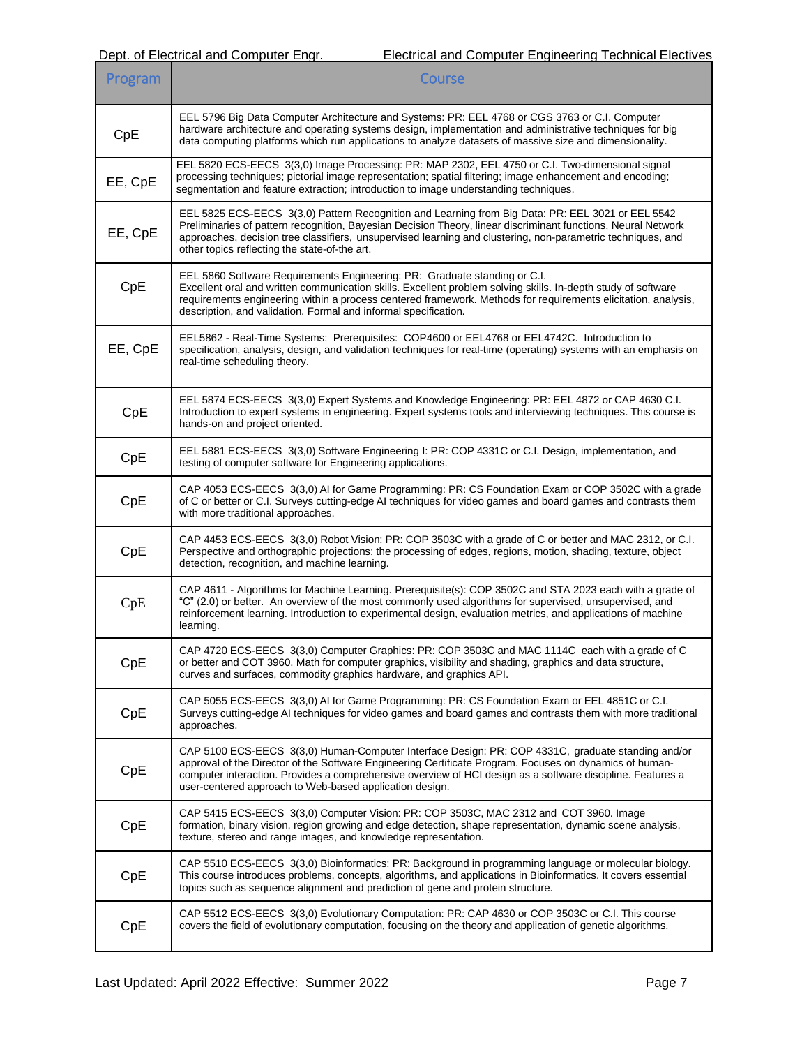| Program | Course |
| --- | --- |
| CpE | EEL 5796 Big Data Computer Architecture and Systems: PR: EEL 4768 or CGS 3763 or C.I. Computer hardware architecture and operating systems design, implementation and administrative techniques for big data computing platforms which run applications to analyze datasets of massive size and dimensionality. |
| EE, CpE | EEL 5820 ECS-EECS 3(3,0) Image Processing: PR: MAP 2302, EEL 4750 or C.I. Two-dimensional signal processing techniques; pictorial image representation; spatial filtering; image enhancement and encoding; segmentation and feature extraction; introduction to image understanding techniques. |
| EE, CpE | EEL 5825 ECS-EECS 3(3,0) Pattern Recognition and Learning from Big Data: PR: EEL 3021 or EEL 5542 Preliminaries of pattern recognition, Bayesian Decision Theory, linear discriminant functions, Neural Network approaches, decision tree classifiers, unsupervised learning and clustering, non-parametric techniques, and other topics reflecting the state-of-the art. |
| CpE | EEL 5860 Software Requirements Engineering: PR: Graduate standing or C.I. Excellent oral and written communication skills. Excellent problem solving skills. In-depth study of software requirements engineering within a process centered framework. Methods for requirements elicitation, analysis, description, and validation. Formal and informal specification. |
| EE, CpE | EEL5862 - Real-Time Systems: Prerequisites: COP4600 or EEL4768 or EEL4742C. Introduction to specification, analysis, design, and validation techniques for real-time (operating) systems with an emphasis on real-time scheduling theory. |
| CpE | EEL 5874 ECS-EECS 3(3,0) Expert Systems and Knowledge Engineering: PR: EEL 4872 or CAP 4630 C.I. Introduction to expert systems in engineering. Expert systems tools and interviewing techniques. This course is hands-on and project oriented. |
| CpE | EEL 5881 ECS-EECS 3(3,0) Software Engineering I: PR: COP 4331C or C.I. Design, implementation, and testing of computer software for Engineering applications. |
| CpE | CAP 4053 ECS-EECS 3(3,0) AI for Game Programming: PR: CS Foundation Exam or COP 3502C with a grade of C or better or C.I. Surveys cutting-edge AI techniques for video games and board games and contrasts them with more traditional approaches. |
| CpE | CAP 4453 ECS-EECS 3(3,0) Robot Vision: PR: COP 3503C with a grade of C or better and MAC 2312, or C.I. Perspective and orthographic projections; the processing of edges, regions, motion, shading, texture, object detection, recognition, and machine learning. |
| CpE | CAP 4611 - Algorithms for Machine Learning. Prerequisite(s): COP 3502C and STA 2023 each with a grade of "C" (2.0) or better. An overview of the most commonly used algorithms for supervised, unsupervised, and reinforcement learning. Introduction to experimental design, evaluation metrics, and applications of machine learning. |
| CpE | CAP 4720 ECS-EECS 3(3,0) Computer Graphics: PR: COP 3503C and MAC 1114C each with a grade of C or better and COT 3960. Math for computer graphics, visibility and shading, graphics and data structure, curves and surfaces, commodity graphics hardware, and graphics API. |
| CpE | CAP 5055 ECS-EECS 3(3,0) AI for Game Programming: PR: CS Foundation Exam or EEL 4851C or C.I. Surveys cutting-edge AI techniques for video games and board games and contrasts them with more traditional approaches. |
| CpE | CAP 5100 ECS-EECS 3(3,0) Human-Computer Interface Design: PR: COP 4331C, graduate standing and/or approval of the Director of the Software Engineering Certificate Program. Focuses on dynamics of human-computer interaction. Provides a comprehensive overview of HCI design as a software discipline. Features a user-centered approach to Web-based application design. |
| CpE | CAP 5415 ECS-EECS 3(3,0) Computer Vision: PR: COP 3503C, MAC 2312 and COT 3960. Image formation, binary vision, region growing and edge detection, shape representation, dynamic scene analysis, texture, stereo and range images, and knowledge representation. |
| CpE | CAP 5510 ECS-EECS 3(3,0) Bioinformatics: PR: Background in programming language or molecular biology. This course introduces problems, concepts, algorithms, and applications in Bioinformatics. It covers essential topics such as sequence alignment and prediction of gene and protein structure. |
| CpE | CAP 5512 ECS-EECS 3(3,0) Evolutionary Computation: PR: CAP 4630 or COP 3503C or C.I. This course covers the field of evolutionary computation, focusing on the theory and application of genetic algorithms. |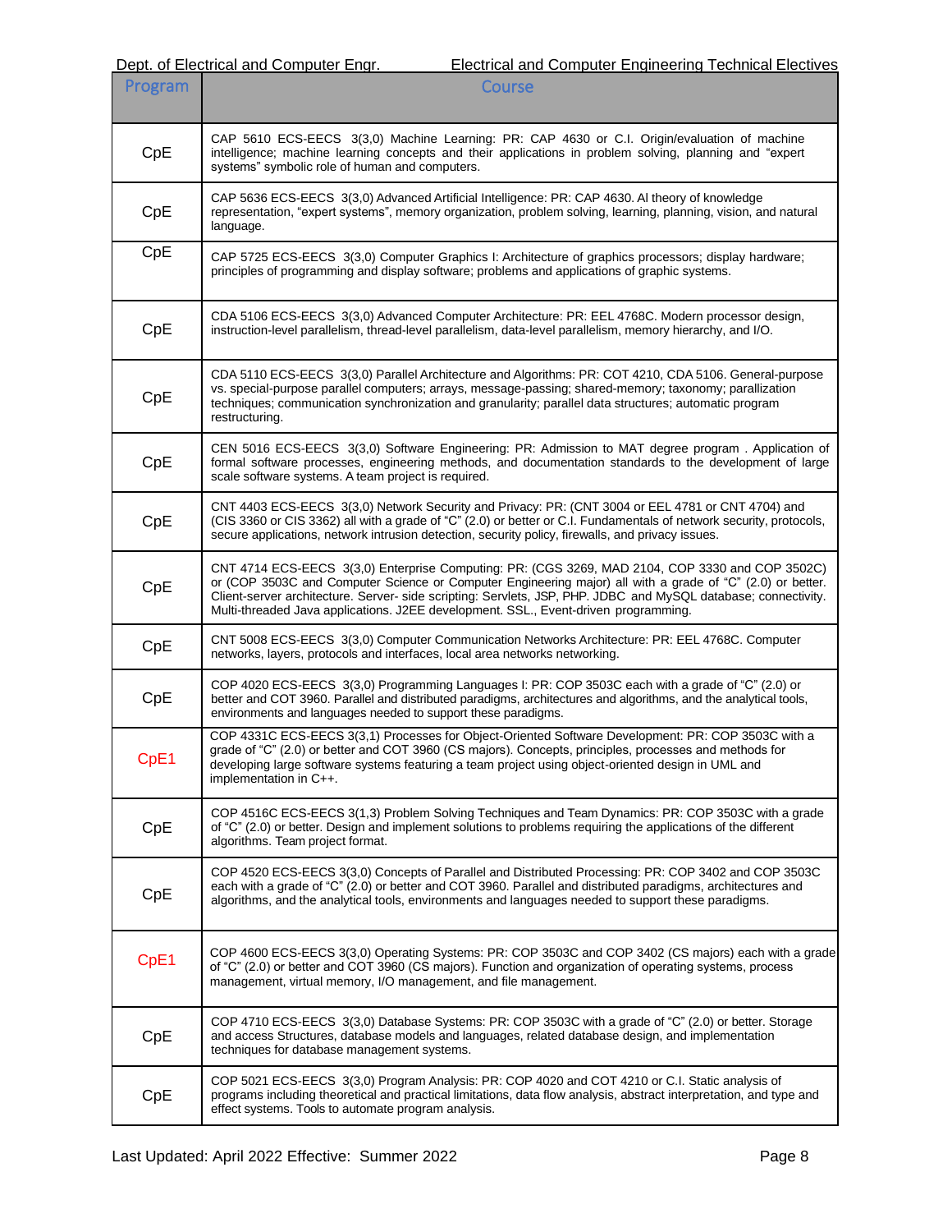| Program | Course |
|---|---|
| CpE | CAP 5610 ECS-EECS 3(3,0) Machine Learning: PR: CAP 4630 or C.I. Origin/evaluation of machine intelligence; machine learning concepts and their applications in problem solving, planning and "expert systems" symbolic role of human and computers. |
| CpE | CAP 5636 ECS-EECS 3(3,0) Advanced Artificial Intelligence: PR: CAP 4630. AI theory of knowledge representation, "expert systems", memory organization, problem solving, learning, planning, vision, and natural language. |
| CpE | CAP 5725 ECS-EECS 3(3,0) Computer Graphics I: Architecture of graphics processors; display hardware; principles of programming and display software; problems and applications of graphic systems. |
| CpE | CDA 5106 ECS-EECS 3(3,0) Advanced Computer Architecture: PR: EEL 4768C. Modern processor design, instruction-level parallelism, thread-level parallelism, data-level parallelism, memory hierarchy, and I/O. |
| CpE | CDA 5110 ECS-EECS 3(3,0) Parallel Architecture and Algorithms: PR: COT 4210, CDA 5106. General-purpose vs. special-purpose parallel computers; arrays, message-passing; shared-memory; taxonomy; parallization techniques; communication synchronization and granularity; parallel data structures; automatic program restructuring. |
| CpE | CEN 5016 ECS-EECS 3(3,0) Software Engineering: PR: Admission to MAT degree program . Application of formal software processes, engineering methods, and documentation standards to the development of large scale software systems. A team project is required. |
| CpE | CNT 4403 ECS-EECS 3(3,0) Network Security and Privacy: PR: (CNT 3004 or EEL 4781 or CNT 4704) and (CIS 3360 or CIS 3362) all with a grade of "C" (2.0) or better or C.I. Fundamentals of network security, protocols, secure applications, network intrusion detection, security policy, firewalls, and privacy issues. |
| CpE | CNT 4714 ECS-EECS 3(3,0) Enterprise Computing: PR: (CGS 3269, MAD 2104, COP 3330 and COP 3502C) or (COP 3503C and Computer Science or Computer Engineering major) all with a grade of "C" (2.0) or better. Client-server architecture. Server- side scripting: Servlets, JSP, PHP. JDBC and MySQL database; connectivity. Multi-threaded Java applications. J2EE development. SSL., Event-driven programming. |
| CpE | CNT 5008 ECS-EECS 3(3,0) Computer Communication Networks Architecture: PR: EEL 4768C. Computer networks, layers, protocols and interfaces, local area networks networking. |
| CpE | COP 4020 ECS-EECS 3(3,0) Programming Languages I: PR: COP 3503C each with a grade of "C" (2.0) or better and COT 3960. Parallel and distributed paradigms, architectures and algorithms, and the analytical tools, environments and languages needed to support these paradigms. |
| CpE1 | COP 4331C ECS-EECS 3(3,1) Processes for Object-Oriented Software Development: PR: COP 3503C with a grade of "C" (2.0) or better and COT 3960 (CS majors). Concepts, principles, processes and methods for developing large software systems featuring a team project using object-oriented design in UML and implementation in C++. |
| CpE | COP 4516C ECS-EECS 3(1,3) Problem Solving Techniques and Team Dynamics: PR: COP 3503C with a grade of "C" (2.0) or better. Design and implement solutions to problems requiring the applications of the different algorithms. Team project format. |
| CpE | COP 4520 ECS-EECS 3(3,0) Concepts of Parallel and Distributed Processing: PR: COP 3402 and COP 3503C each with a grade of "C" (2.0) or better and COT 3960. Parallel and distributed paradigms, architectures and algorithms, and the analytical tools, environments and languages needed to support these paradigms. |
| CpE1 | COP 4600 ECS-EECS 3(3,0) Operating Systems: PR: COP 3503C and COP 3402 (CS majors) each with a grade of "C" (2.0) or better and COT 3960 (CS majors). Function and organization of operating systems, process management, virtual memory, I/O management, and file management. |
| CpE | COP 4710 ECS-EECS 3(3,0) Database Systems: PR: COP 3503C with a grade of "C" (2.0) or better. Storage and access Structures, database models and languages, related database design, and implementation techniques for database management systems. |
| CpE | COP 5021 ECS-EECS 3(3,0) Program Analysis: PR: COP 4020 and COT 4210 or C.I. Static analysis of programs including theoretical and practical limitations, data flow analysis, abstract interpretation, and type and effect systems. Tools to automate program analysis. |

Last Updated: April 2022 Effective: Summer 2022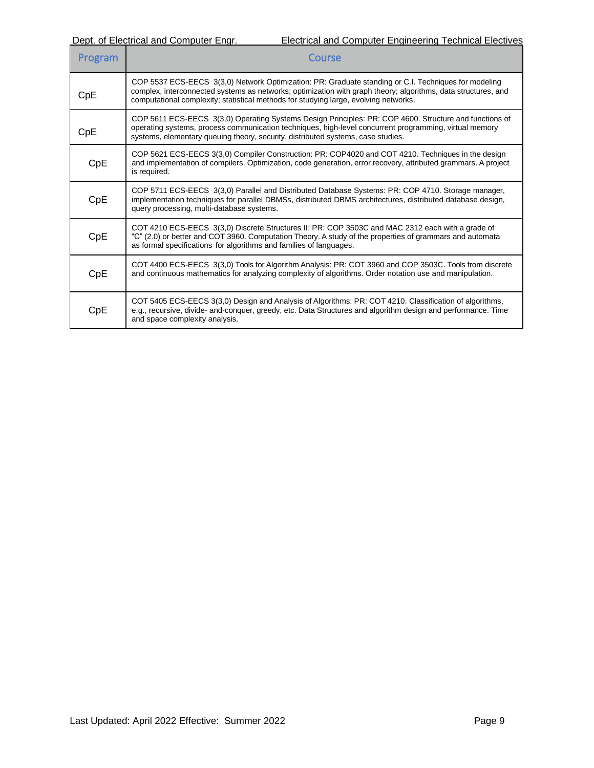| Program | Course |
| --- | --- |
| CpE | COP 5537 ECS-EECS 3(3,0) Network Optimization: PR: Graduate standing or C.I. Techniques for modeling complex, interconnected systems as networks; optimization with graph theory; algorithms, data structures, and computational complexity; statistical methods for studying large, evolving networks. |
| CpE | COP 5611 ECS-EECS 3(3,0) Operating Systems Design Principles: PR: COP 4600. Structure and functions of operating systems, process communication techniques, high-level concurrent programming, virtual memory systems, elementary queuing theory, security, distributed systems, case studies. |
| CpE | COP 5621 ECS-EECS 3(3,0) Compiler Construction: PR: COP4020 and COT 4210. Techniques in the design and implementation of compilers. Optimization, code generation, error recovery, attributed grammars. A project is required. |
| CpE | COP 5711 ECS-EECS 3(3,0) Parallel and Distributed Database Systems: PR: COP 4710. Storage manager, implementation techniques for parallel DBMSs, distributed DBMS architectures, distributed database design, query processing, multi-database systems. |
| CpE | COT 4210 ECS-EECS 3(3,0) Discrete Structures II: PR: COP 3503C and MAC 2312 each with a grade of "C" (2.0) or better and COT 3960. Computation Theory. A study of the properties of grammars and automata as formal specifications for algorithms and families of languages. |
| CpE | COT 4400 ECS-EECS 3(3,0) Tools for Algorithm Analysis: PR: COT 3960 and COP 3503C. Tools from discrete and continuous mathematics for analyzing complexity of algorithms. Order notation use and manipulation. |
| CpE | COT 5405 ECS-EECS 3(3,0) Design and Analysis of Algorithms: PR: COT 4210. Classification of algorithms, e.g., recursive, divide- and-conquer, greedy, etc. Data Structures and algorithm design and performance. Time and space complexity analysis. |